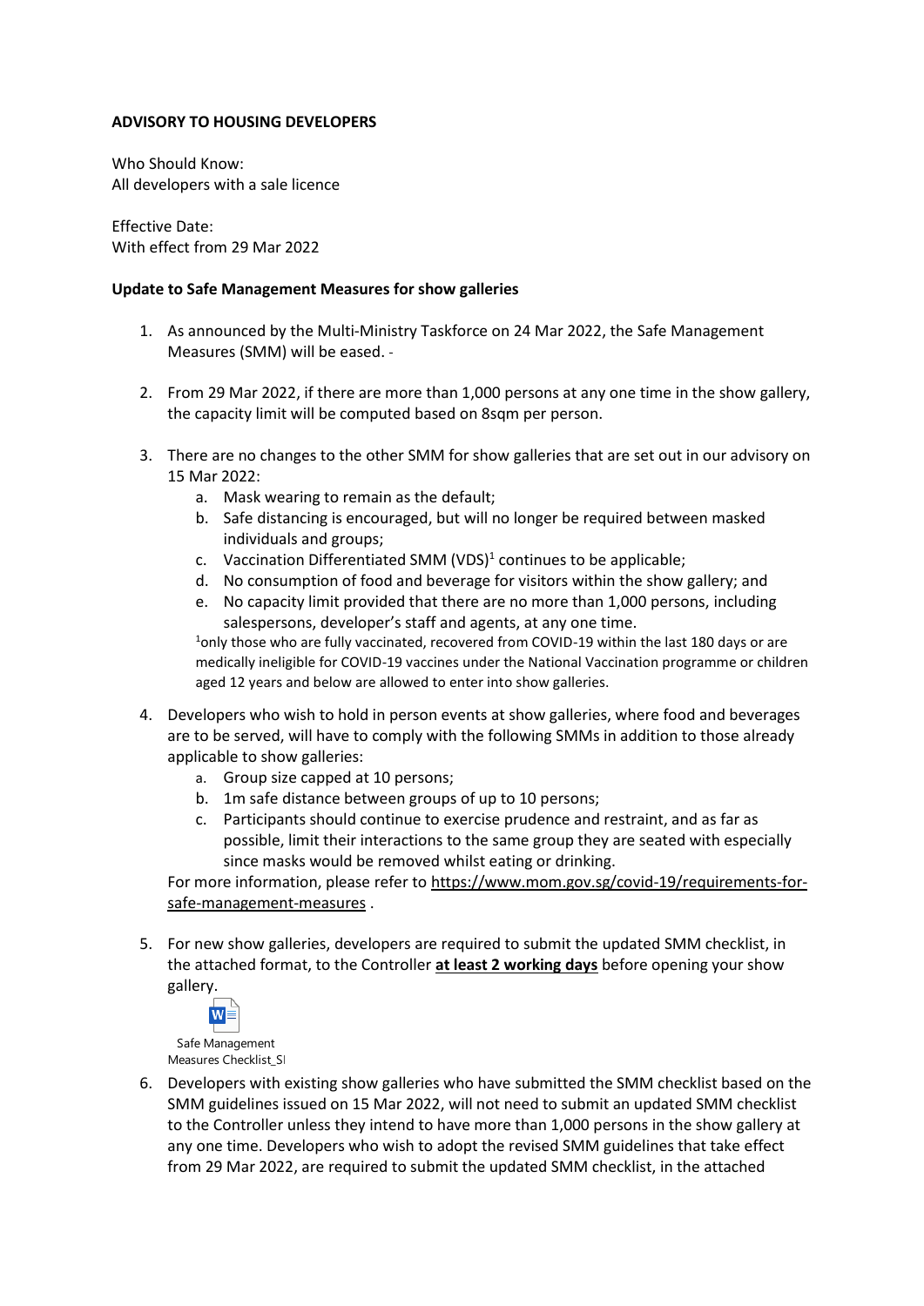**ADVISORY TO HOUSING DEVELOPERS**

Who Should Know:
All developers with a sale licence

Effective Date:
With effect from 29 Mar 2022

**Update to Safe Management Measures for show galleries**

1. As announced by the Multi-Ministry Taskforce on 24 Mar 2022, the Safe Management Measures (SMM) will be eased.

2. From 29 Mar 2022, if there are more than 1,000 persons at any one time in the show gallery, the capacity limit will be computed based on 8sqm per person.

3. There are no changes to the other SMM for show galleries that are set out in our advisory on 15 Mar 2022:
   a. Mask wearing to remain as the default;
   b. Safe distancing is encouraged, but will no longer be required between masked individuals and groups;
   c. Vaccination Differentiated SMM (VDS)[1] continues to be applicable;
   d. No consumption of food and beverage for visitors within the show gallery; and
   e. No capacity limit provided that there are no more than 1,000 persons, including salespersons, developer's staff and agents, at any one time.

   [1]only those who are fully vaccinated, recovered from COVID-19 within the last 180 days or are medically ineligible for COVID-19 vaccines under the National Vaccination programme or children aged 12 years and below are allowed to enter into show galleries.

4. Developers who wish to hold in person events at show galleries, where food and beverages are to be served, will have to comply with the following SMMs in addition to those already applicable to show galleries:
   a. Group size capped at 10 persons;
   b. 1m safe distance between groups of up to 10 persons;
   c. Participants should continue to exercise prudence and restraint, and as far as possible, limit their interactions to the same group they are seated with especially since masks would be removed whilst eating or drinking.

   For more information, please refer to https://www.mom.gov.sg/covid-19/requirements-for-safe-management-measures .

5. For new show galleries, developers are required to submit the updated SMM checklist, in the attached format, to the Controller **at least 2 working days** before opening your show gallery.

   Safe Management Measures Checklist_SI

6. Developers with existing show galleries who have submitted the SMM checklist based on the SMM guidelines issued on 15 Mar 2022, will not need to submit an updated SMM checklist to the Controller unless they intend to have more than 1,000 persons in the show gallery at any one time. Developers who wish to adopt the revised SMM guidelines that take effect from 29 Mar 2022, are required to submit the updated SMM checklist, in the attached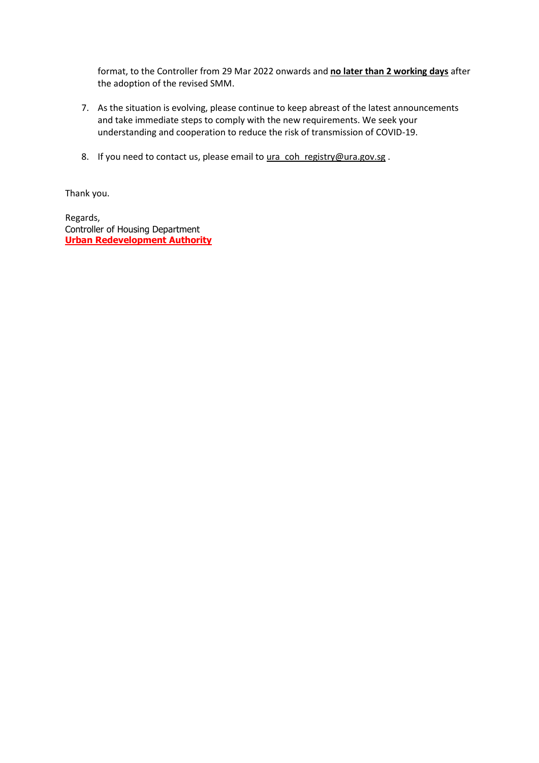format, to the Controller from 29 Mar 2022 onwards and **no later than 2 working days** after the adoption of the revised SMM.

7. As the situation is evolving, please continue to keep abreast of the latest announcements and take immediate steps to comply with the new requirements. We seek your understanding and cooperation to reduce the risk of transmission of COVID-19.

8. If you need to contact us, please email to ura_coh_registry@ura.gov.sg .

Thank you.

Regards,
Controller of Housing Department
**Urban Redevelopment Authority**